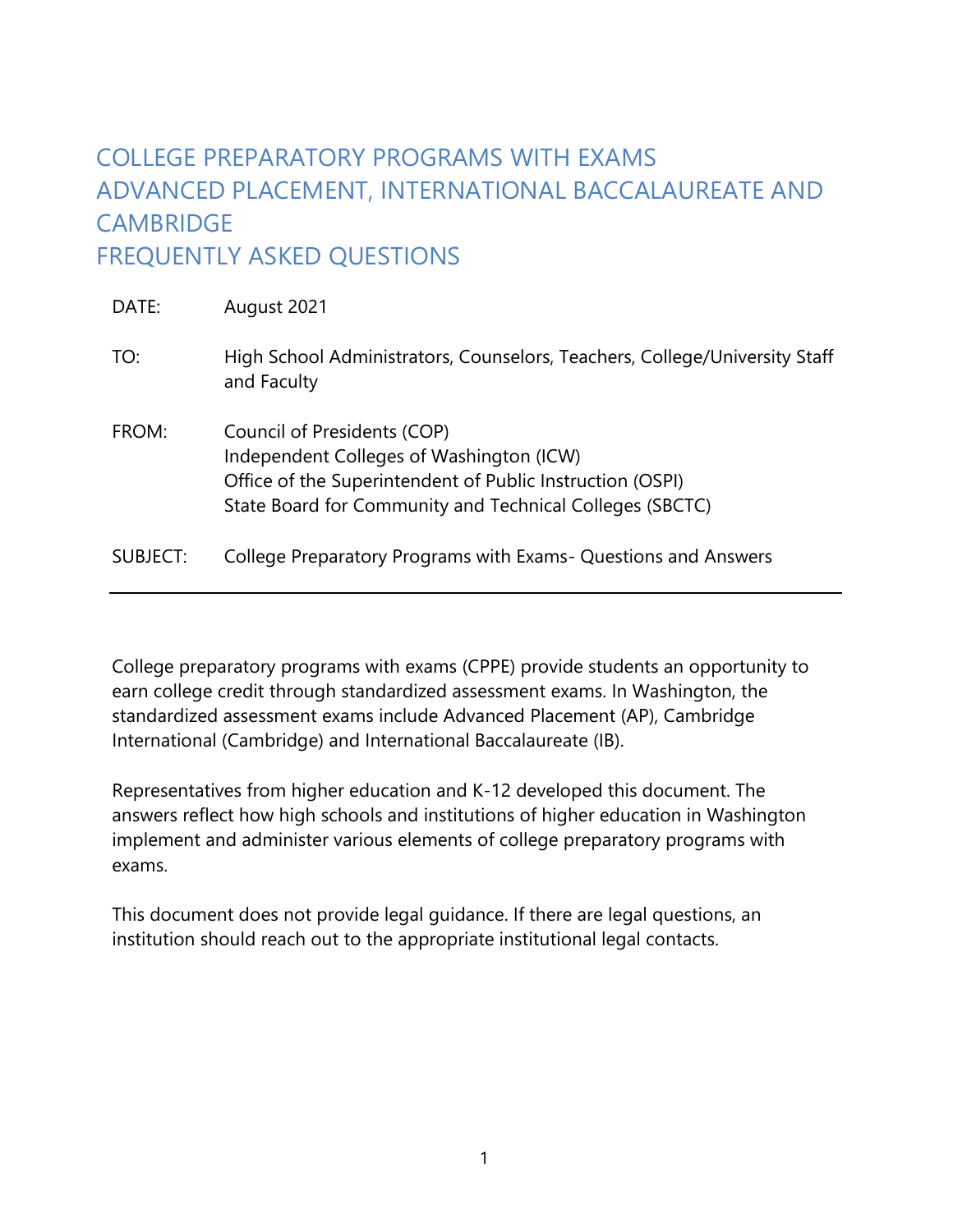# COLLEGE PREPARATORY PROGRAMS WITH EXAMS ADVANCED PLACEMENT, INTERNATIONAL BACCALAUREATE AND CAMBRIDGE FREQUENTLY ASKED QUESTIONS

| | |
|---|---|
| DATE: | August 2021 |
| TO: | High School Administrators, Counselors, Teachers, College/University Staff and Faculty |
| FROM: | Council of Presidents (COP)<br>Independent Colleges of Washington (ICW)<br>Office of the Superintendent of Public Instruction (OSPI)<br>State Board for Community and Technical Colleges (SBCTC) |
| SUBJECT: | College Preparatory Programs with Exams- Questions and Answers |

---

College preparatory programs with exams (CPPE) provide students an opportunity to earn college credit through standardized assessment exams. In Washington, the standardized assessment exams include Advanced Placement (AP), Cambridge International (Cambridge) and International Baccalaureate (IB).

Representatives from higher education and K-12 developed this document. The answers reflect how high schools and institutions of higher education in Washington implement and administer various elements of college preparatory programs with exams.

This document does not provide legal guidance. If there are legal questions, an institution should reach out to the appropriate institutional legal contacts.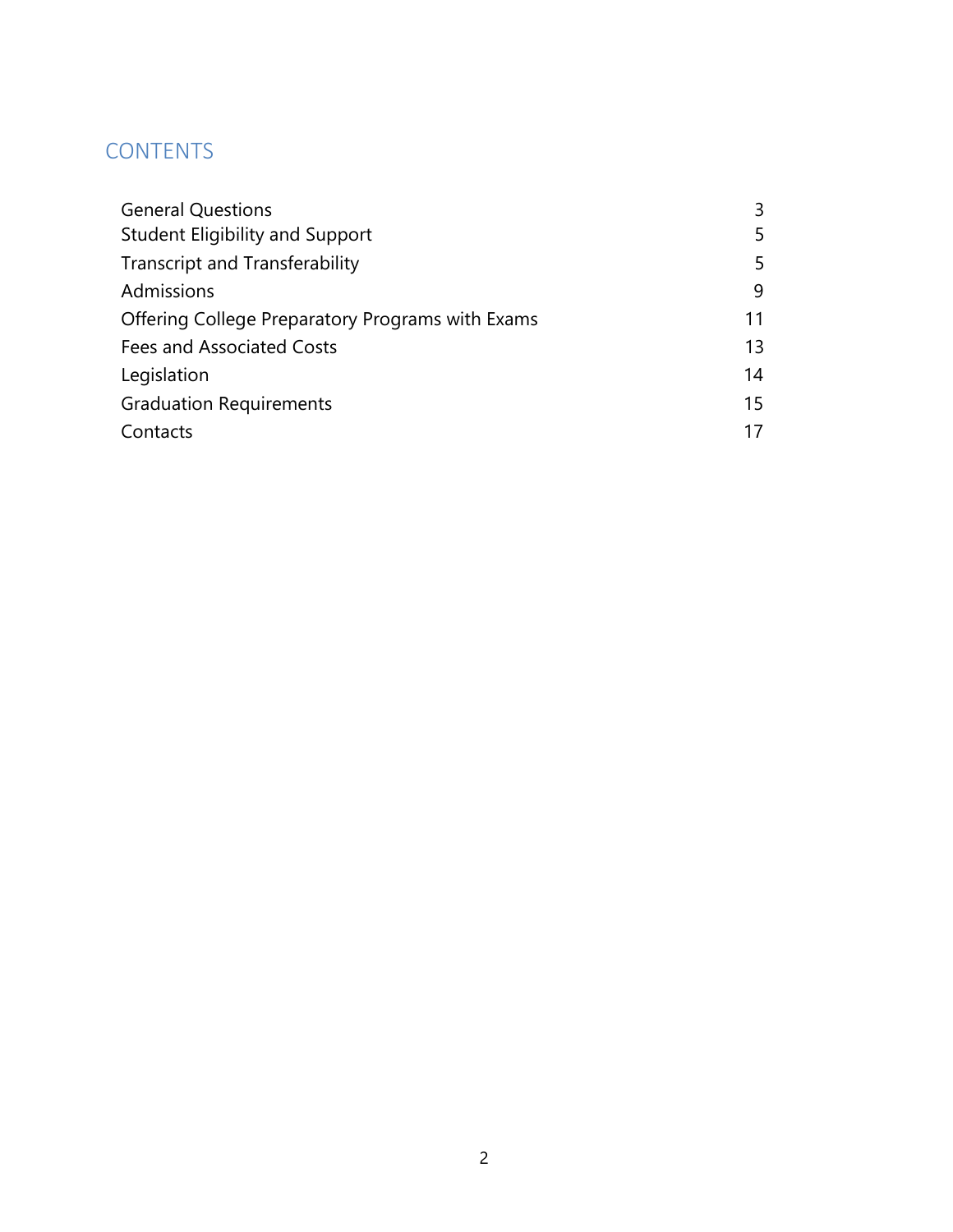## CONTENTS

| | |
|---|---|
| General Questions | 3 |
| Student Eligibility and Support | 5 |
| Transcript and Transferability | 5 |
| Admissions | 9 |
| Offering College Preparatory Programs with Exams | 11 |
| Fees and Associated Costs | 13 |
| Legislation | 14 |
| Graduation Requirements | 15 |
| Contacts | 17 |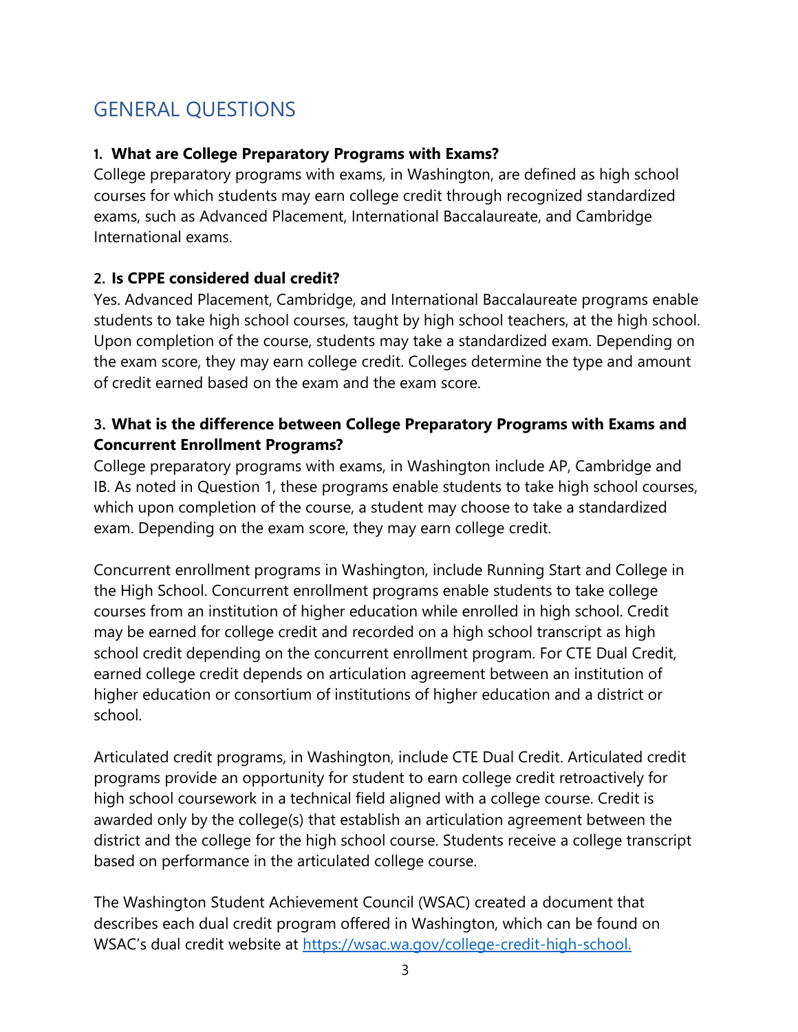## GENERAL QUESTIONS

### 1. What are College Preparatory Programs with Exams?

College preparatory programs with exams, in Washington, are defined as high school courses for which students may earn college credit through recognized standardized exams, such as Advanced Placement, International Baccalaureate, and Cambridge International exams.

### 2. Is CPPE considered dual credit?

Yes. Advanced Placement, Cambridge, and International Baccalaureate programs enable students to take high school courses, taught by high school teachers, at the high school. Upon completion of the course, students may take a standardized exam. Depending on the exam score, they may earn college credit. Colleges determine the type and amount of credit earned based on the exam and the exam score.

### 3. What is the difference between College Preparatory Programs with Exams and Concurrent Enrollment Programs?

College preparatory programs with exams, in Washington include AP, Cambridge and IB. As noted in Question 1, these programs enable students to take high school courses, which upon completion of the course, a student may choose to take a standardized exam. Depending on the exam score, they may earn college credit.

Concurrent enrollment programs in Washington, include Running Start and College in the High School. Concurrent enrollment programs enable students to take college courses from an institution of higher education while enrolled in high school. Credit may be earned for college credit and recorded on a high school transcript as high school credit depending on the concurrent enrollment program. For CTE Dual Credit, earned college credit depends on articulation agreement between an institution of higher education or consortium of institutions of higher education and a district or school.

Articulated credit programs, in Washington, include CTE Dual Credit. Articulated credit programs provide an opportunity for student to earn college credit retroactively for high school coursework in a technical field aligned with a college course. Credit is awarded only by the college(s) that establish an articulation agreement between the district and the college for the high school course. Students receive a college transcript based on performance in the articulated college course.

The Washington Student Achievement Council (WSAC) created a document that describes each dual credit program offered in Washington, which can be found on WSAC's dual credit website at [https://wsac.wa.gov/college-credit-high-school.](https://wsac.wa.gov/college-credit-high-school)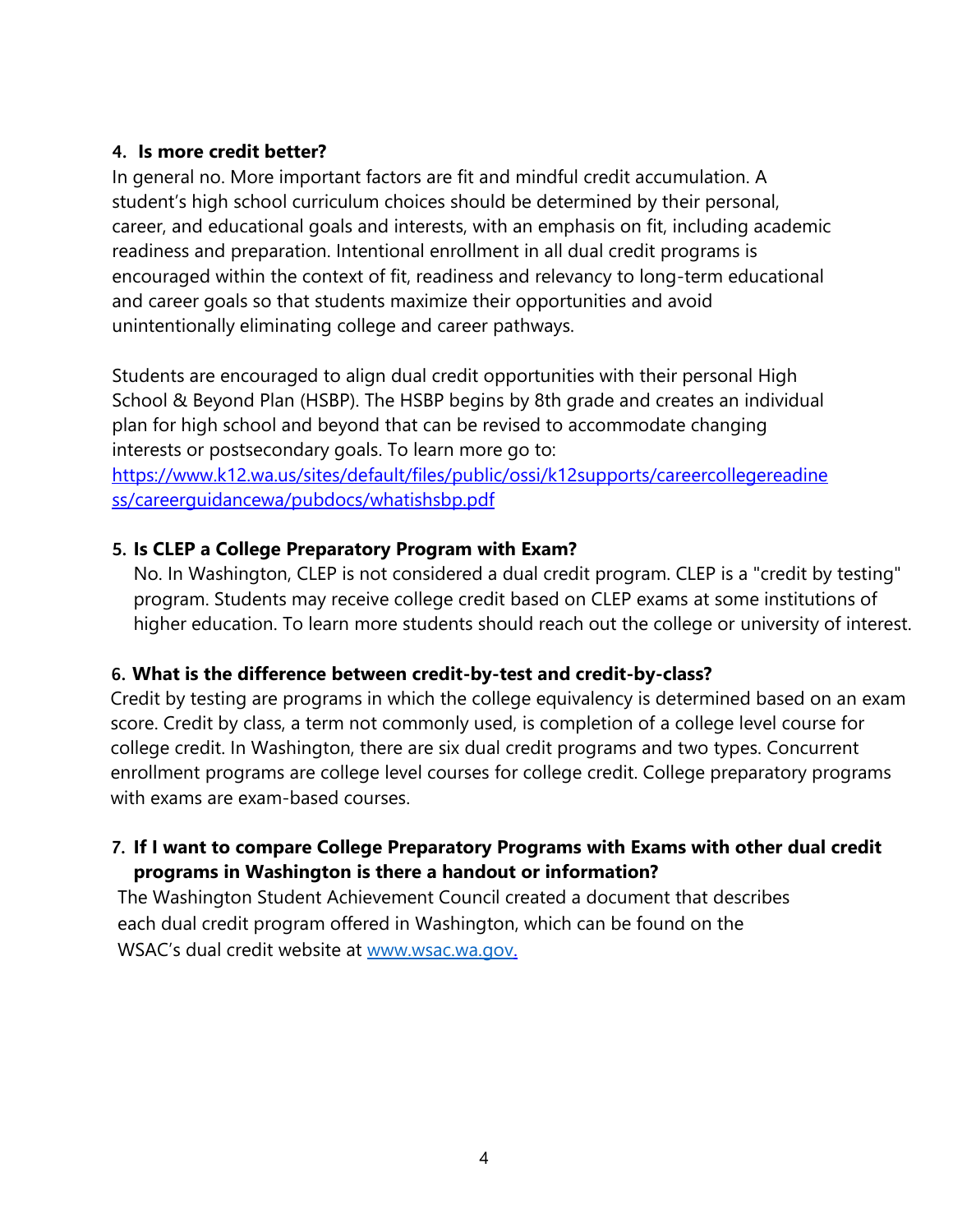**4. Is more credit better?**

In general no. More important factors are fit and mindful credit accumulation. A student's high school curriculum choices should be determined by their personal, career, and educational goals and interests, with an emphasis on fit, including academic readiness and preparation. Intentional enrollment in all dual credit programs is encouraged within the context of fit, readiness and relevancy to long-term educational and career goals so that students maximize their opportunities and avoid unintentionally eliminating college and career pathways.

Students are encouraged to align dual credit opportunities with their personal High School & Beyond Plan (HSBP). The HSBP begins by 8th grade and creates an individual plan for high school and beyond that can be revised to accommodate changing interests or postsecondary goals. To learn more go to: [https://www.k12.wa.us/sites/default/files/public/ossi/k12supports/careercollegereadiness/careerguidancewa/pubdocs/whatishsbp.pdf](https://www.k12.wa.us/sites/default/files/public/ossi/k12supports/careercollegereadiness/careerguidancewa/pubdocs/whatishsbp.pdf)

**5. Is CLEP a College Preparatory Program with Exam?**

No. In Washington, CLEP is not considered a dual credit program. CLEP is a "credit by testing" program. Students may receive college credit based on CLEP exams at some institutions of higher education. To learn more students should reach out the college or university of interest.

**6. What is the difference between credit-by-test and credit-by-class?**

Credit by testing are programs in which the college equivalency is determined based on an exam score. Credit by class, a term not commonly used, is completion of a college level course for college credit. In Washington, there are six dual credit programs and two types. Concurrent enrollment programs are college level courses for college credit. College preparatory programs with exams are exam-based courses.

**7. If I want to compare College Preparatory Programs with Exams with other dual credit programs in Washington is there a handout or information?**

The Washington Student Achievement Council created a document that describes each dual credit program offered in Washington, which can be found on the WSAC's dual credit website at [www.wsac.wa.gov](http://www.wsac.wa.gov).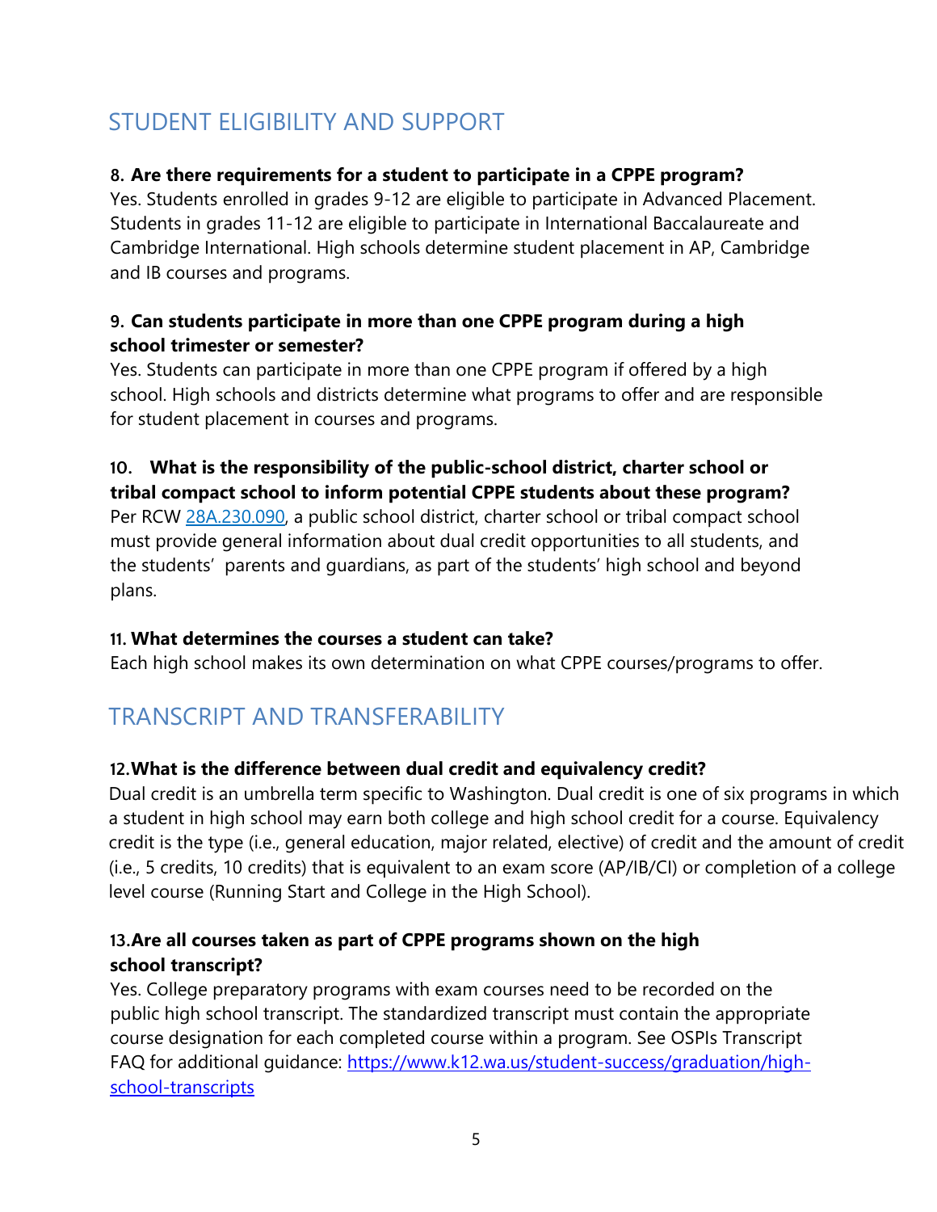## STUDENT ELIGIBILITY AND SUPPORT

**8. Are there requirements for a student to participate in a CPPE program?**

Yes. Students enrolled in grades 9-12 are eligible to participate in Advanced Placement. Students in grades 11-12 are eligible to participate in International Baccalaureate and Cambridge International. High schools determine student placement in AP, Cambridge and IB courses and programs.

**9. Can students participate in more than one CPPE program during a high school trimester or semester?**

Yes. Students can participate in more than one CPPE program if offered by a high school. High schools and districts determine what programs to offer and are responsible for student placement in courses and programs.

**10. What is the responsibility of the public-school district, charter school or tribal compact school to inform potential CPPE students about these program?**

Per RCW [28A.230.090](28A.230.090), a public school district, charter school or tribal compact school must provide general information about dual credit opportunities to all students, and the students' parents and guardians, as part of the students' high school and beyond plans.

**11. What determines the courses a student can take?**

Each high school makes its own determination on what CPPE courses/programs to offer.

## TRANSCRIPT AND TRANSFERABILITY

**12. What is the difference between dual credit and equivalency credit?**

Dual credit is an umbrella term specific to Washington. Dual credit is one of six programs in which a student in high school may earn both college and high school credit for a course. Equivalency credit is the type (i.e., general education, major related, elective) of credit and the amount of credit (i.e., 5 credits, 10 credits) that is equivalent to an exam score (AP/IB/CI) or completion of a college level course (Running Start and College in the High School).

**13. Are all courses taken as part of CPPE programs shown on the high school transcript?**

Yes. College preparatory programs with exam courses need to be recorded on the public high school transcript. The standardized transcript must contain the appropriate course designation for each completed course within a program. See OSPIs Transcript FAQ for additional guidance: [https://www.k12.wa.us/student-success/graduation/high-school-transcripts](https://www.k12.wa.us/student-success/graduation/high-school-transcripts)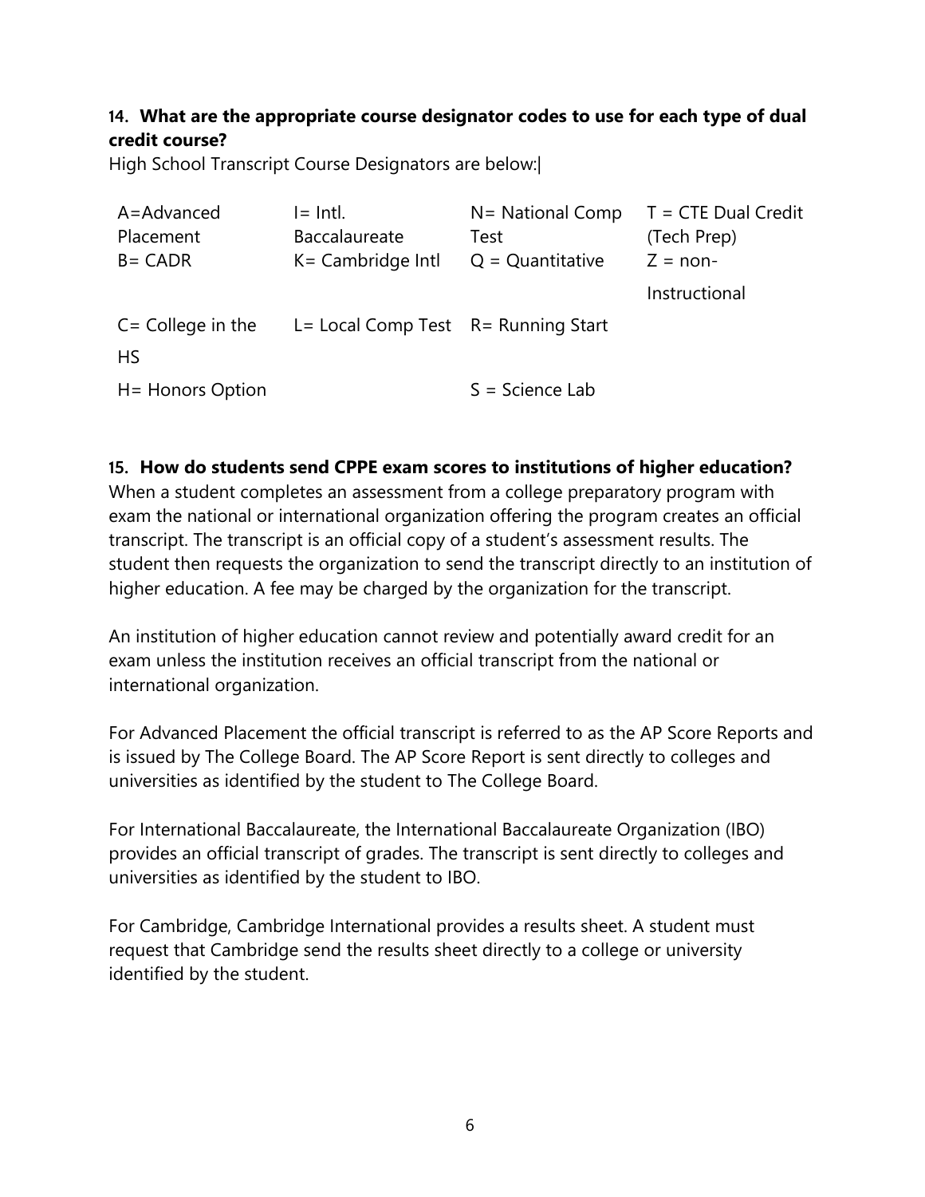**14. What are the appropriate course designator codes to use for each type of dual credit course?**

High School Transcript Course Designators are below:|

| | | | |
|---|---|---|---|
| A=Advanced Placement | I= Intl. Baccalaureate | N= National Comp Test | T = CTE Dual Credit (Tech Prep) |
| B= CADR | K= Cambridge Intl | Q = Quantitative | Z = non-Instructional |
| C= College in the HS | L= Local Comp Test | R= Running Start | |
| H= Honors Option | | S = Science Lab | |

**15. How do students send CPPE exam scores to institutions of higher education?**

When a student completes an assessment from a college preparatory program with exam the national or international organization offering the program creates an official transcript. The transcript is an official copy of a student's assessment results. The student then requests the organization to send the transcript directly to an institution of higher education. A fee may be charged by the organization for the transcript.

An institution of higher education cannot review and potentially award credit for an exam unless the institution receives an official transcript from the national or international organization.

For Advanced Placement the official transcript is referred to as the AP Score Reports and is issued by The College Board. The AP Score Report is sent directly to colleges and universities as identified by the student to The College Board.

For International Baccalaureate, the International Baccalaureate Organization (IBO) provides an official transcript of grades. The transcript is sent directly to colleges and universities as identified by the student to IBO.

For Cambridge, Cambridge International provides a results sheet. A student must request that Cambridge send the results sheet directly to a college or university identified by the student.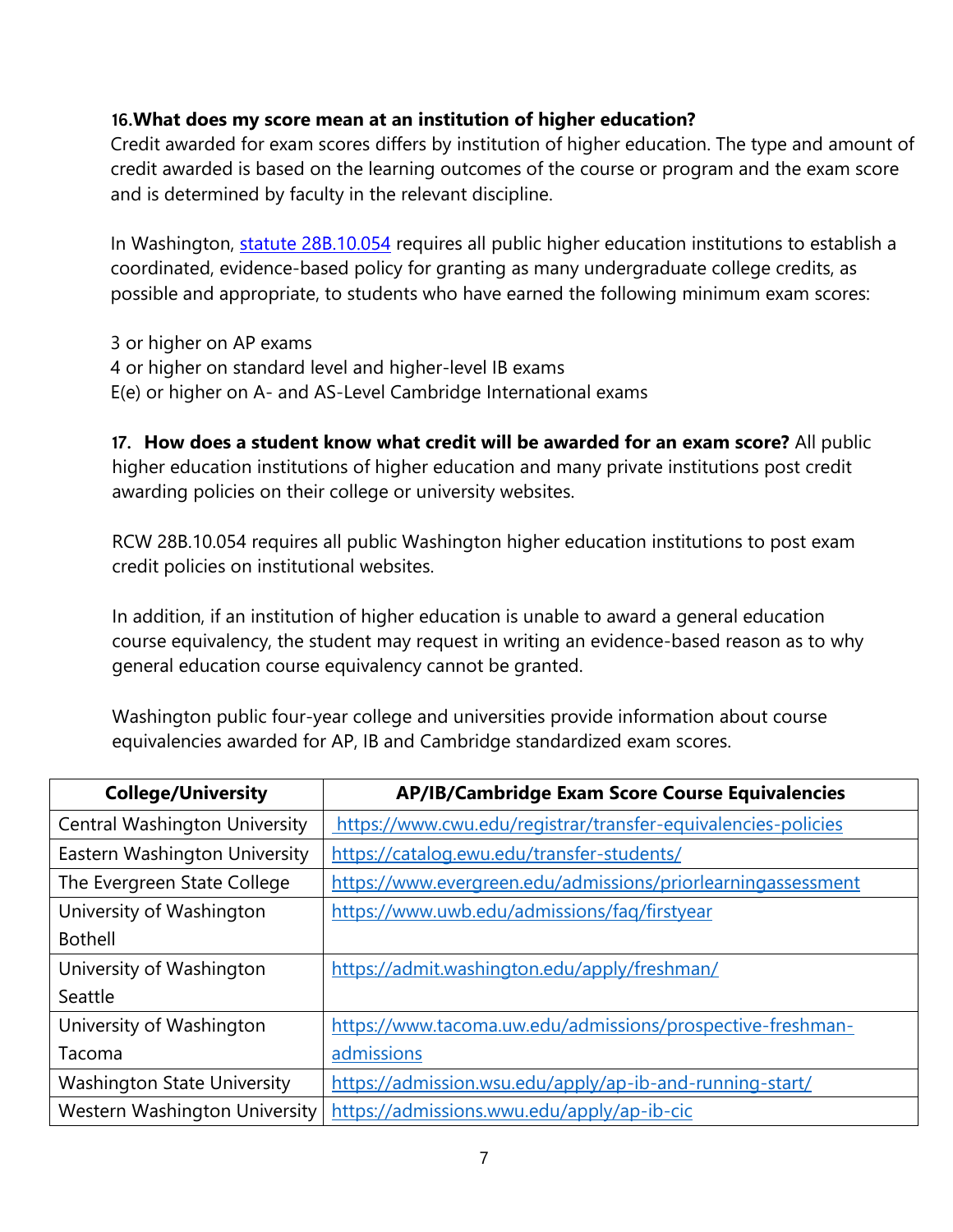**16. What does my score mean at an institution of higher education?**

Credit awarded for exam scores differs by institution of higher education. The type and amount of credit awarded is based on the learning outcomes of the course or program and the exam score and is determined by faculty in the relevant discipline.

In Washington, statute 28B.10.054 requires all public higher education institutions to establish a coordinated, evidence-based policy for granting as many undergraduate college credits, as possible and appropriate, to students who have earned the following minimum exam scores:

3 or higher on AP exams
4 or higher on standard level and higher-level IB exams
E(e) or higher on A- and AS-Level Cambridge International exams

**17. How does a student know what credit will be awarded for an exam score?** All public higher education institutions of higher education and many private institutions post credit awarding policies on their college or university websites.

RCW 28B.10.054 requires all public Washington higher education institutions to post exam credit policies on institutional websites.

In addition, if an institution of higher education is unable to award a general education course equivalency, the student may request in writing an evidence-based reason as to why general education course equivalency cannot be granted.

Washington public four-year college and universities provide information about course equivalencies awarded for AP, IB and Cambridge standardized exam scores.

| College/University | AP/IB/Cambridge Exam Score Course Equivalencies |
|---|---|
| Central Washington University | https://www.cwu.edu/registrar/transfer-equivalencies-policies |
| Eastern Washington University | https://catalog.ewu.edu/transfer-students/ |
| The Evergreen State College | https://www.evergreen.edu/admissions/priorlearningassessment |
| University of Washington Bothell | https://www.uwb.edu/admissions/faq/firstyear |
| University of Washington Seattle | https://admit.washington.edu/apply/freshman/ |
| University of Washington Tacoma | https://www.tacoma.uw.edu/admissions/prospective-freshman-admissions |
| Washington State University | https://admission.wsu.edu/apply/ap-ib-and-running-start/ |
| Western Washington University | https://admissions.wwu.edu/apply/ap-ib-cic |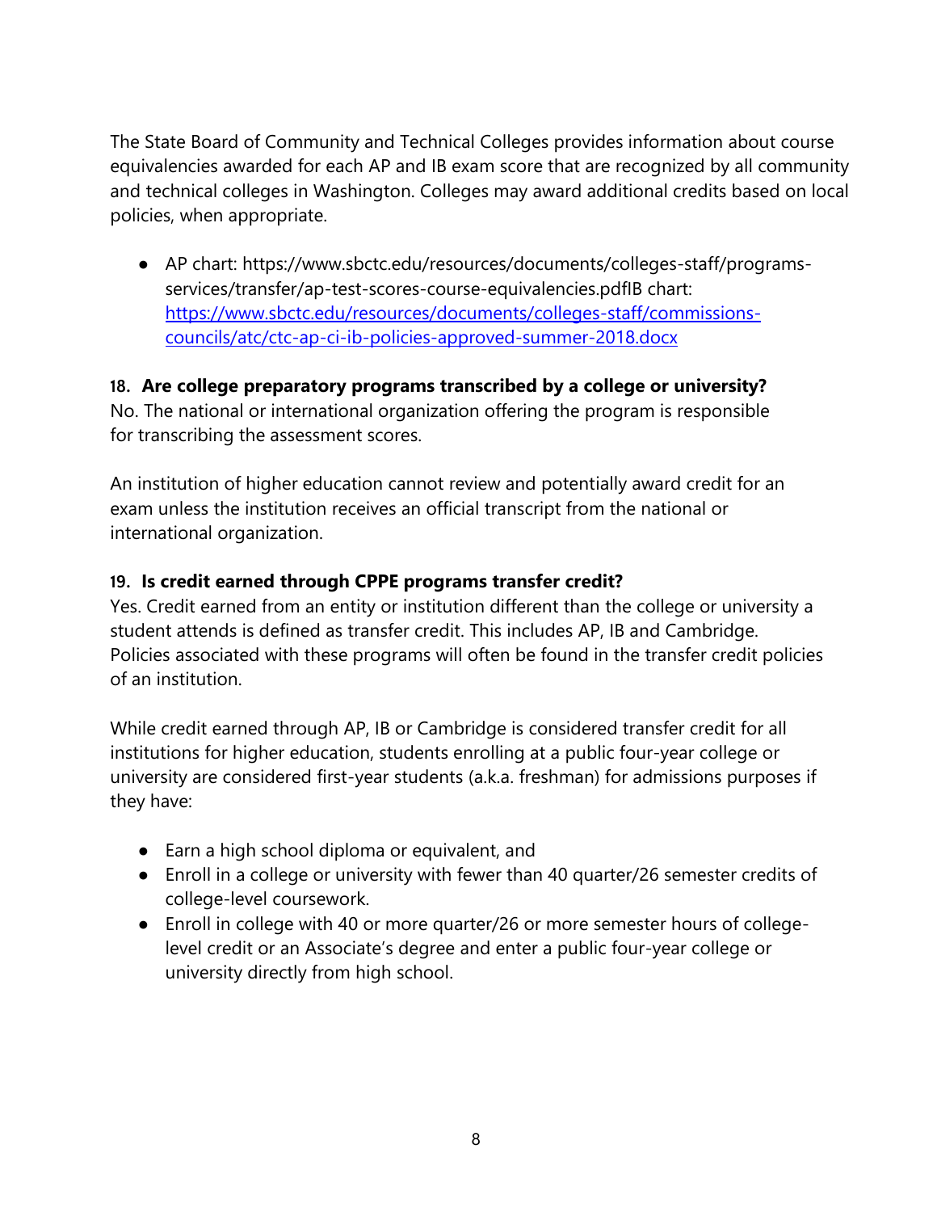The State Board of Community and Technical Colleges provides information about course equivalencies awarded for each AP and IB exam score that are recognized by all community and technical colleges in Washington. Colleges may award additional credits based on local policies, when appropriate.

- AP chart: https://www.sbctc.edu/resources/documents/colleges-staff/programs-services/transfer/ap-test-scores-course-equivalencies.pdfIB chart: [https://www.sbctc.edu/resources/documents/colleges-staff/commissions-councils/atc/ctc-ap-ci-ib-policies-approved-summer-2018.docx](https://www.sbctc.edu/resources/documents/colleges-staff/commissions-councils/atc/ctc-ap-ci-ib-policies-approved-summer-2018.docx)

### 18. Are college preparatory programs transcribed by a college or university?

No. The national or international organization offering the program is responsible for transcribing the assessment scores.

An institution of higher education cannot review and potentially award credit for an exam unless the institution receives an official transcript from the national or international organization.

### 19. Is credit earned through CPPE programs transfer credit?

Yes. Credit earned from an entity or institution different than the college or university a student attends is defined as transfer credit. This includes AP, IB and Cambridge. Policies associated with these programs will often be found in the transfer credit policies of an institution.

While credit earned through AP, IB or Cambridge is considered transfer credit for all institutions for higher education, students enrolling at a public four-year college or university are considered first-year students (a.k.a. freshman) for admissions purposes if they have:

- Earn a high school diploma or equivalent, and
- Enroll in a college or university with fewer than 40 quarter/26 semester credits of college-level coursework.
- Enroll in college with 40 or more quarter/26 or more semester hours of college-level credit or an Associate's degree and enter a public four-year college or university directly from high school.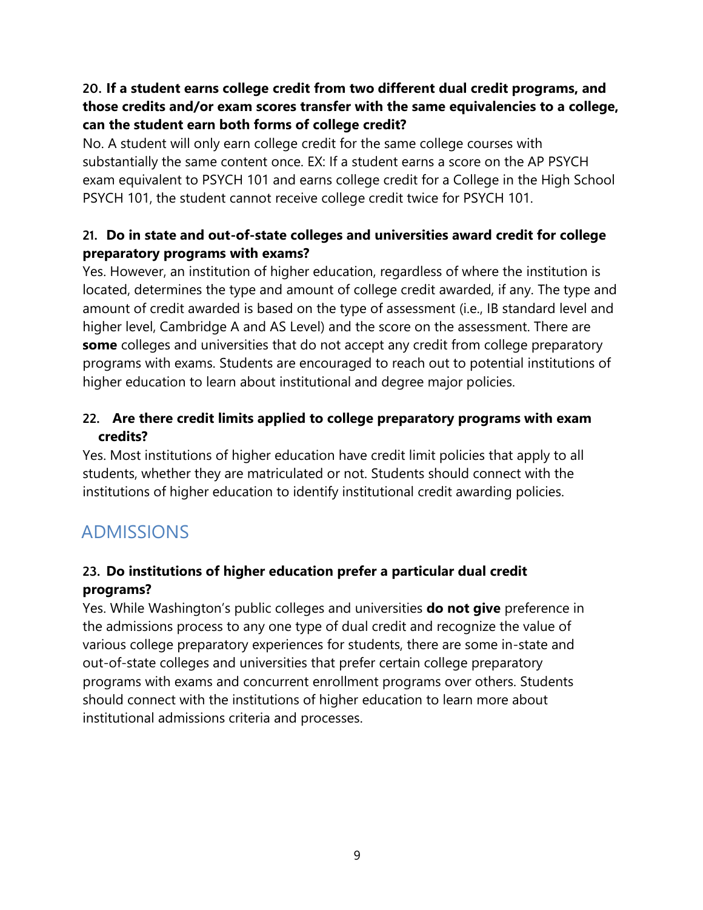**20. If a student earns college credit from two different dual credit programs, and those credits and/or exam scores transfer with the same equivalencies to a college, can the student earn both forms of college credit?**

No. A student will only earn college credit for the same college courses with substantially the same content once. EX: If a student earns a score on the AP PSYCH exam equivalent to PSYCH 101 and earns college credit for a College in the High School PSYCH 101, the student cannot receive college credit twice for PSYCH 101.

**21. Do in state and out-of-state colleges and universities award credit for college preparatory programs with exams?**

Yes. However, an institution of higher education, regardless of where the institution is located, determines the type and amount of college credit awarded, if any. The type and amount of credit awarded is based on the type of assessment (i.e., IB standard level and higher level, Cambridge A and AS Level) and the score on the assessment. There are **some** colleges and universities that do not accept any credit from college preparatory programs with exams. Students are encouraged to reach out to potential institutions of higher education to learn about institutional and degree major policies.

**22. Are there credit limits applied to college preparatory programs with exam credits?**

Yes. Most institutions of higher education have credit limit policies that apply to all students, whether they are matriculated or not. Students should connect with the institutions of higher education to identify institutional credit awarding policies.

## ADMISSIONS

**23. Do institutions of higher education prefer a particular dual credit programs?**

Yes. While Washington's public colleges and universities **do not give** preference in the admissions process to any one type of dual credit and recognize the value of various college preparatory experiences for students, there are some in-state and out-of-state colleges and universities that prefer certain college preparatory programs with exams and concurrent enrollment programs over others. Students should connect with the institutions of higher education to learn more about institutional admissions criteria and processes.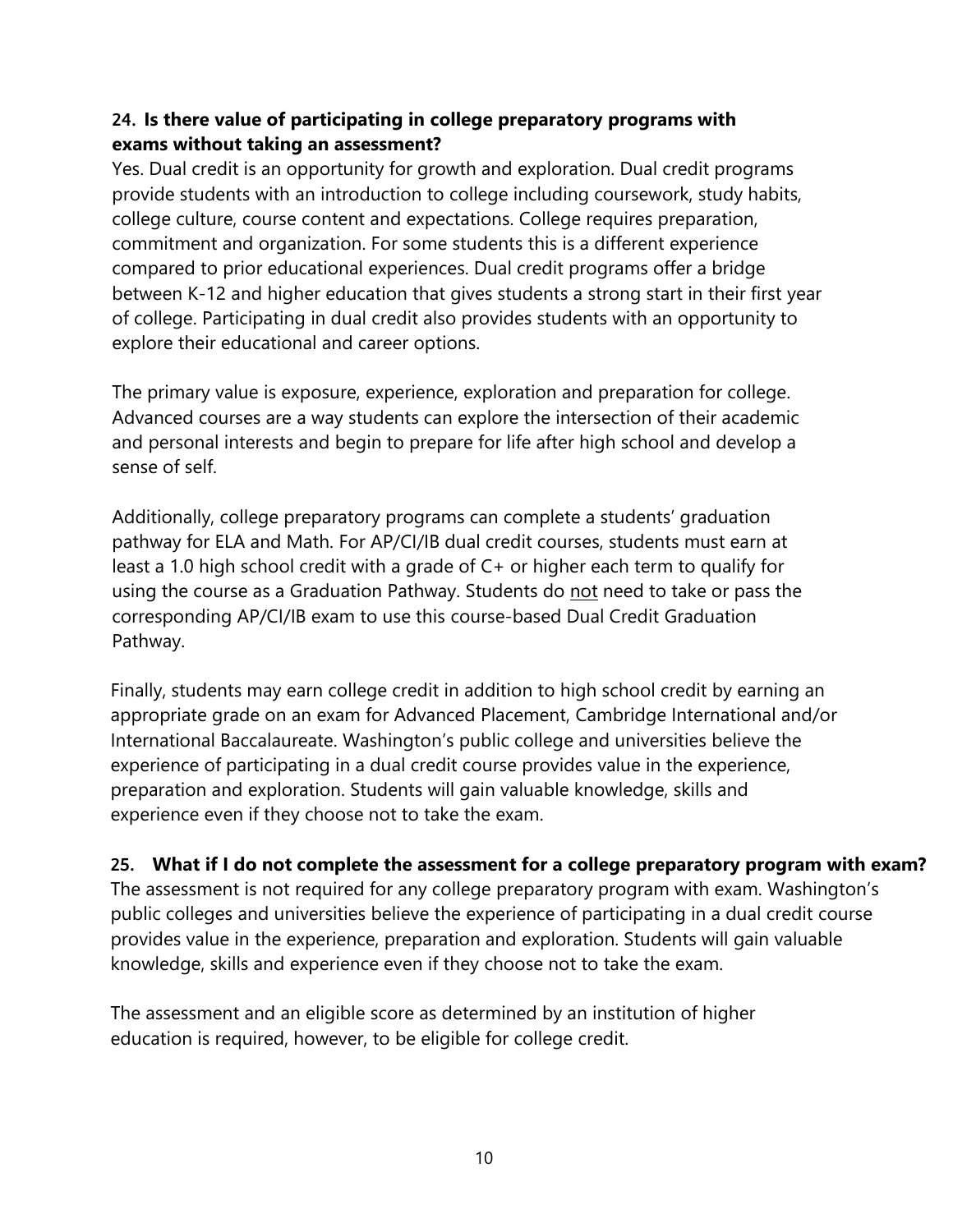**24. Is there value of participating in college preparatory programs with exams without taking an assessment?**

Yes. Dual credit is an opportunity for growth and exploration. Dual credit programs provide students with an introduction to college including coursework, study habits, college culture, course content and expectations. College requires preparation, commitment and organization. For some students this is a different experience compared to prior educational experiences. Dual credit programs offer a bridge between K-12 and higher education that gives students a strong start in their first year of college. Participating in dual credit also provides students with an opportunity to explore their educational and career options.

The primary value is exposure, experience, exploration and preparation for college. Advanced courses are a way students can explore the intersection of their academic and personal interests and begin to prepare for life after high school and develop a sense of self.

Additionally, college preparatory programs can complete a students' graduation pathway for ELA and Math. For AP/CI/IB dual credit courses, students must earn at least a 1.0 high school credit with a grade of C+ or higher each term to qualify for using the course as a Graduation Pathway. Students do <u>not</u> need to take or pass the corresponding AP/CI/IB exam to use this course-based Dual Credit Graduation Pathway.

Finally, students may earn college credit in addition to high school credit by earning an appropriate grade on an exam for Advanced Placement, Cambridge International and/or International Baccalaureate. Washington's public college and universities believe the experience of participating in a dual credit course provides value in the experience, preparation and exploration. Students will gain valuable knowledge, skills and experience even if they choose not to take the exam.

**25. What if I do not complete the assessment for a college preparatory program with exam?**

The assessment is not required for any college preparatory program with exam. Washington's public colleges and universities believe the experience of participating in a dual credit course provides value in the experience, preparation and exploration. Students will gain valuable knowledge, skills and experience even if they choose not to take the exam.

The assessment and an eligible score as determined by an institution of higher education is required, however, to be eligible for college credit.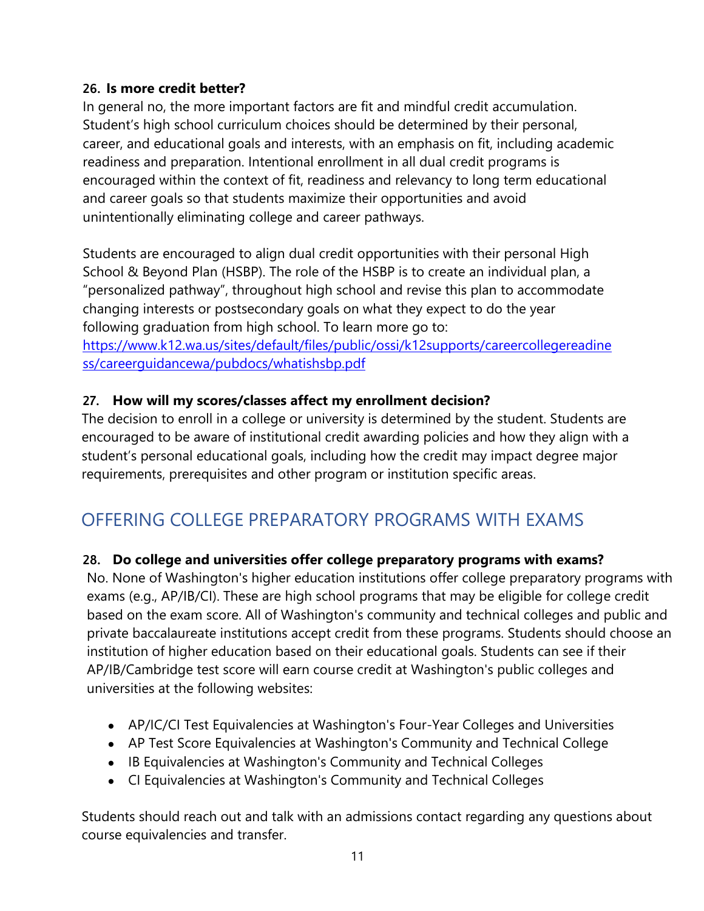**26. Is more credit better?**

In general no, the more important factors are fit and mindful credit accumulation. Student's high school curriculum choices should be determined by their personal, career, and educational goals and interests, with an emphasis on fit, including academic readiness and preparation. Intentional enrollment in all dual credit programs is encouraged within the context of fit, readiness and relevancy to long term educational and career goals so that students maximize their opportunities and avoid unintentionally eliminating college and career pathways.

Students are encouraged to align dual credit opportunities with their personal High School & Beyond Plan (HSBP). The role of the HSBP is to create an individual plan, a "personalized pathway", throughout high school and revise this plan to accommodate changing interests or postsecondary goals on what they expect to do the year following graduation from high school. To learn more go to: [https://www.k12.wa.us/sites/default/files/public/ossi/k12supports/careercollegereadiness/careerguidancewa/pubdocs/whatishsbp.pdf](https://www.k12.wa.us/sites/default/files/public/ossi/k12supports/careercollegereadiness/careerguidancewa/pubdocs/whatishsbp.pdf)

**27. How will my scores/classes affect my enrollment decision?**

The decision to enroll in a college or university is determined by the student. Students are encouraged to be aware of institutional credit awarding policies and how they align with a student's personal educational goals, including how the credit may impact degree major requirements, prerequisites and other program or institution specific areas.

## OFFERING COLLEGE PREPARATORY PROGRAMS WITH EXAMS

**28. Do college and universities offer college preparatory programs with exams?**

No. None of Washington's higher education institutions offer college preparatory programs with exams (e.g., AP/IB/CI). These are high school programs that may be eligible for college credit based on the exam score. All of Washington's community and technical colleges and public and private baccalaureate institutions accept credit from these programs. Students should choose an institution of higher education based on their educational goals. Students can see if their AP/IB/Cambridge test score will earn course credit at Washington's public colleges and universities at the following websites:

- AP/IC/CI Test Equivalencies at Washington's Four-Year Colleges and Universities
- AP Test Score Equivalencies at Washington's Community and Technical College
- IB Equivalencies at Washington's Community and Technical Colleges
- CI Equivalencies at Washington's Community and Technical Colleges

Students should reach out and talk with an admissions contact regarding any questions about course equivalencies and transfer.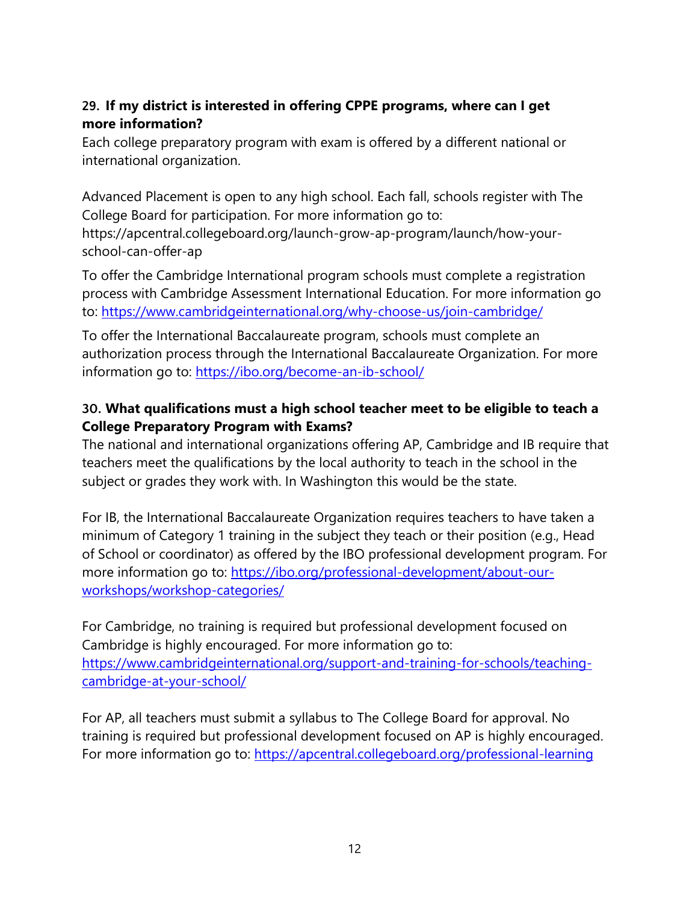### 29. If my district is interested in offering CPPE programs, where can I get more information?

Each college preparatory program with exam is offered by a different national or international organization.

Advanced Placement is open to any high school. Each fall, schools register with The College Board for participation. For more information go to: https://apcentral.collegeboard.org/launch-grow-ap-program/launch/how-your-school-can-offer-ap

To offer the Cambridge International program schools must complete a registration process with Cambridge Assessment International Education. For more information go to: https://www.cambridgeinternational.org/why-choose-us/join-cambridge/

To offer the International Baccalaureate program, schools must complete an authorization process through the International Baccalaureate Organization. For more information go to: https://ibo.org/become-an-ib-school/

### 30. What qualifications must a high school teacher meet to be eligible to teach a College Preparatory Program with Exams?

The national and international organizations offering AP, Cambridge and IB require that teachers meet the qualifications by the local authority to teach in the school in the subject or grades they work with. In Washington this would be the state.

For IB, the International Baccalaureate Organization requires teachers to have taken a minimum of Category 1 training in the subject they teach or their position (e.g., Head of School or coordinator) as offered by the IBO professional development program. For more information go to: https://ibo.org/professional-development/about-our-workshops/workshop-categories/

For Cambridge, no training is required but professional development focused on Cambridge is highly encouraged. For more information go to: https://www.cambridgeinternational.org/support-and-training-for-schools/teaching-cambridge-at-your-school/

For AP, all teachers must submit a syllabus to The College Board for approval. No training is required but professional development focused on AP is highly encouraged. For more information go to: https://apcentral.collegeboard.org/professional-learning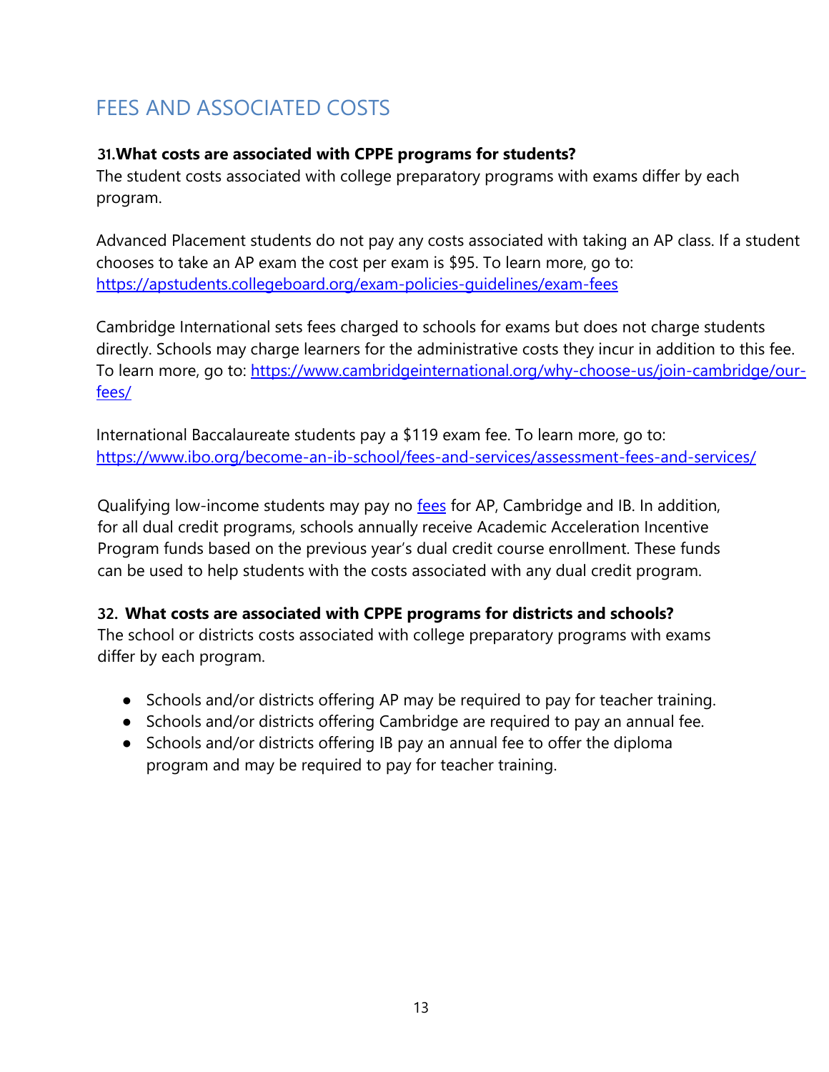## FEES AND ASSOCIATED COSTS

**31. What costs are associated with CPPE programs for students?**

The student costs associated with college preparatory programs with exams differ by each program.

Advanced Placement students do not pay any costs associated with taking an AP class. If a student chooses to take an AP exam the cost per exam is $95. To learn more, go to: [https://apstudents.collegeboard.org/exam-policies-guidelines/exam-fees](https://apstudents.collegeboard.org/exam-policies-guidelines/exam-fees)

Cambridge International sets fees charged to schools for exams but does not charge students directly. Schools may charge learners for the administrative costs they incur in addition to this fee. To learn more, go to: [https://www.cambridgeinternational.org/why-choose-us/join-cambridge/our-fees/](https://www.cambridgeinternational.org/why-choose-us/join-cambridge/our-fees/)

International Baccalaureate students pay a $119 exam fee. To learn more, go to: [https://www.ibo.org/become-an-ib-school/fees-and-services/assessment-fees-and-services/](https://www.ibo.org/become-an-ib-school/fees-and-services/assessment-fees-and-services/)

Qualifying low-income students may pay no fees for AP, Cambridge and IB. In addition, for all dual credit programs, schools annually receive Academic Acceleration Incentive Program funds based on the previous year's dual credit course enrollment. These funds can be used to help students with the costs associated with any dual credit program.

**32. What costs are associated with CPPE programs for districts and schools?**

The school or districts costs associated with college preparatory programs with exams differ by each program.

- Schools and/or districts offering AP may be required to pay for teacher training.
- Schools and/or districts offering Cambridge are required to pay an annual fee.
- Schools and/or districts offering IB pay an annual fee to offer the diploma program and may be required to pay for teacher training.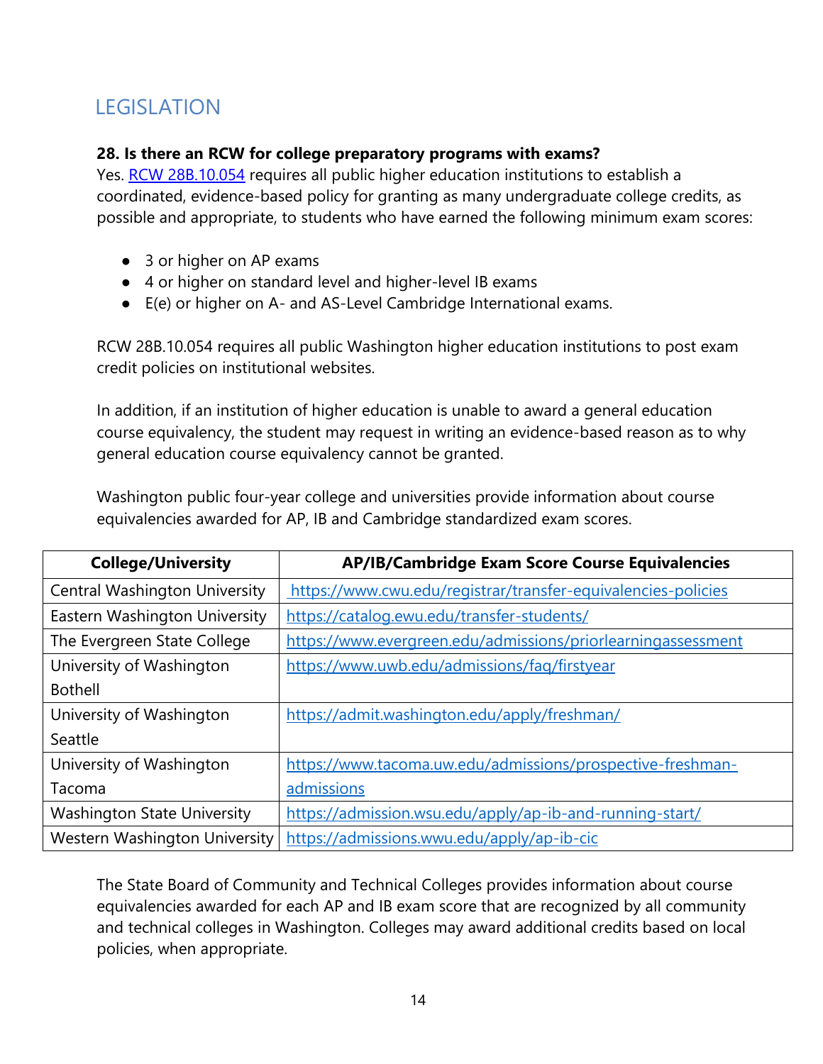## LEGISLATION

**28. Is there an RCW for college preparatory programs with exams?**

Yes. [RCW 28B.10.054](RCW 28B.10.054) requires all public higher education institutions to establish a coordinated, evidence-based policy for granting as many undergraduate college credits, as possible and appropriate, to students who have earned the following minimum exam scores:

- 3 or higher on AP exams
- 4 or higher on standard level and higher-level IB exams
- E(e) or higher on A- and AS-Level Cambridge International exams.

RCW 28B.10.054 requires all public Washington higher education institutions to post exam credit policies on institutional websites.

In addition, if an institution of higher education is unable to award a general education course equivalency, the student may request in writing an evidence-based reason as to why general education course equivalency cannot be granted.

Washington public four-year college and universities provide information about course equivalencies awarded for AP, IB and Cambridge standardized exam scores.

| College/University | AP/IB/Cambridge Exam Score Course Equivalencies |
| --- | --- |
| Central Washington University | https://www.cwu.edu/registrar/transfer-equivalencies-policies |
| Eastern Washington University | https://catalog.ewu.edu/transfer-students/ |
| The Evergreen State College | https://www.evergreen.edu/admissions/priorlearningassessment |
| University of Washington Bothell | https://www.uwb.edu/admissions/faq/firstyear |
| University of Washington Seattle | https://admit.washington.edu/apply/freshman/ |
| University of Washington Tacoma | https://www.tacoma.uw.edu/admissions/prospective-freshman-admissions |
| Washington State University | https://admission.wsu.edu/apply/ap-ib-and-running-start/ |
| Western Washington University | https://admissions.wwu.edu/apply/ap-ib-cic |

The State Board of Community and Technical Colleges provides information about course equivalencies awarded for each AP and IB exam score that are recognized by all community and technical colleges in Washington. Colleges may award additional credits based on local policies, when appropriate.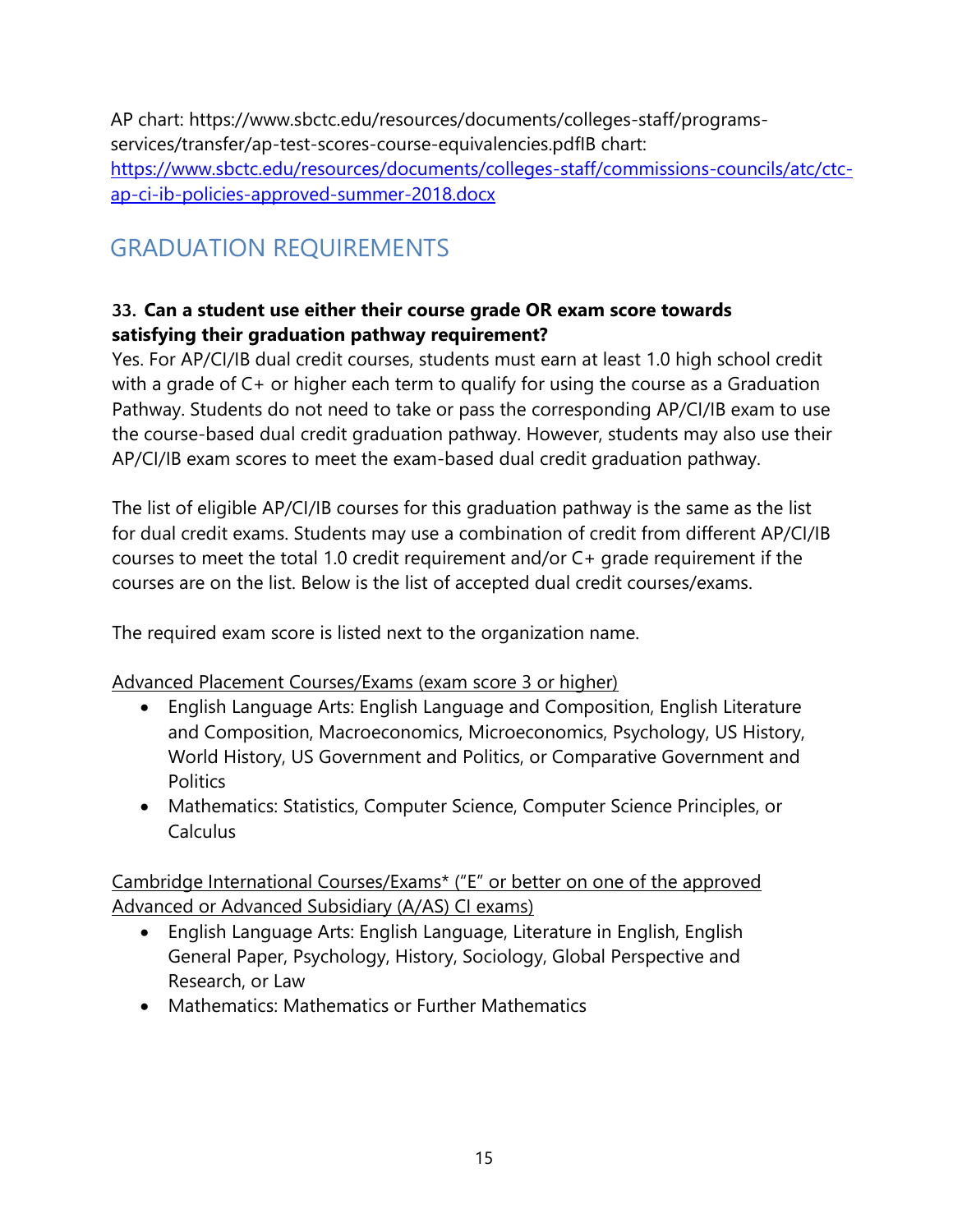AP chart: https://www.sbctc.edu/resources/documents/colleges-staff/programs-services/transfer/ap-test-scores-course-equivalencies.pdfIB chart: https://www.sbctc.edu/resources/documents/colleges-staff/commissions-councils/atc/ctc-ap-ci-ib-policies-approved-summer-2018.docx

## GRADUATION REQUIREMENTS

**33. Can a student use either their course grade OR exam score towards satisfying their graduation pathway requirement?**

Yes. For AP/CI/IB dual credit courses, students must earn at least 1.0 high school credit with a grade of C+ or higher each term to qualify for using the course as a Graduation Pathway. Students do not need to take or pass the corresponding AP/CI/IB exam to use the course-based dual credit graduation pathway. However, students may also use their AP/CI/IB exam scores to meet the exam-based dual credit graduation pathway.

The list of eligible AP/CI/IB courses for this graduation pathway is the same as the list for dual credit exams. Students may use a combination of credit from different AP/CI/IB courses to meet the total 1.0 credit requirement and/or C+ grade requirement if the courses are on the list. Below is the list of accepted dual credit courses/exams.

The required exam score is listed next to the organization name.

Advanced Placement Courses/Exams (exam score 3 or higher)

- English Language Arts: English Language and Composition, English Literature and Composition, Macroeconomics, Microeconomics, Psychology, US History, World History, US Government and Politics, or Comparative Government and Politics
- Mathematics: Statistics, Computer Science, Computer Science Principles, or Calculus

Cambridge International Courses/Exams* ("E" or better on one of the approved Advanced or Advanced Subsidiary (A/AS) CI exams)

- English Language Arts: English Language, Literature in English, English General Paper, Psychology, History, Sociology, Global Perspective and Research, or Law
- Mathematics: Mathematics or Further Mathematics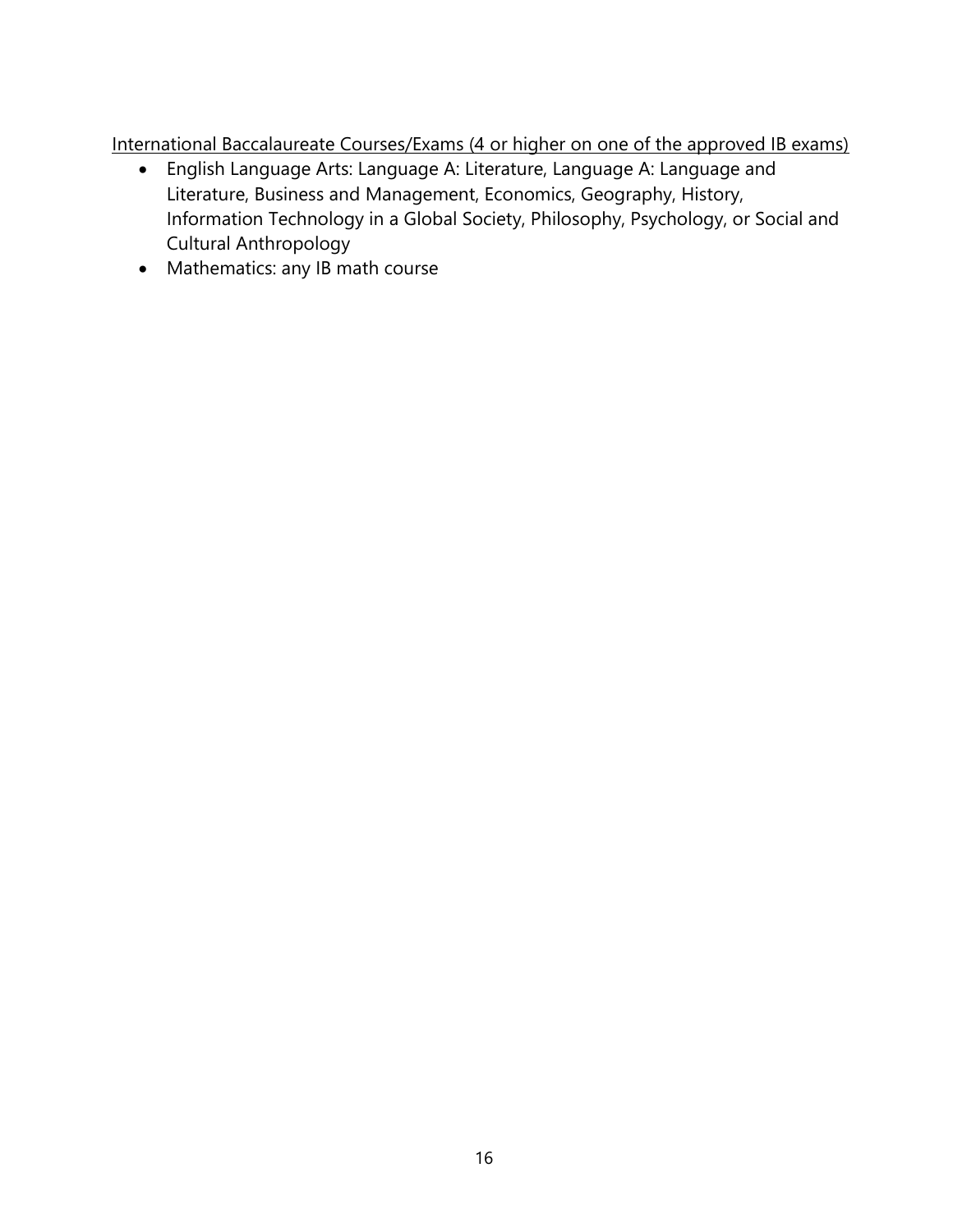International Baccalaureate Courses/Exams (4 or higher on one of the approved IB exams)

- English Language Arts: Language A: Literature, Language A: Language and Literature, Business and Management, Economics, Geography, History, Information Technology in a Global Society, Philosophy, Psychology, or Social and Cultural Anthropology
- Mathematics: any IB math course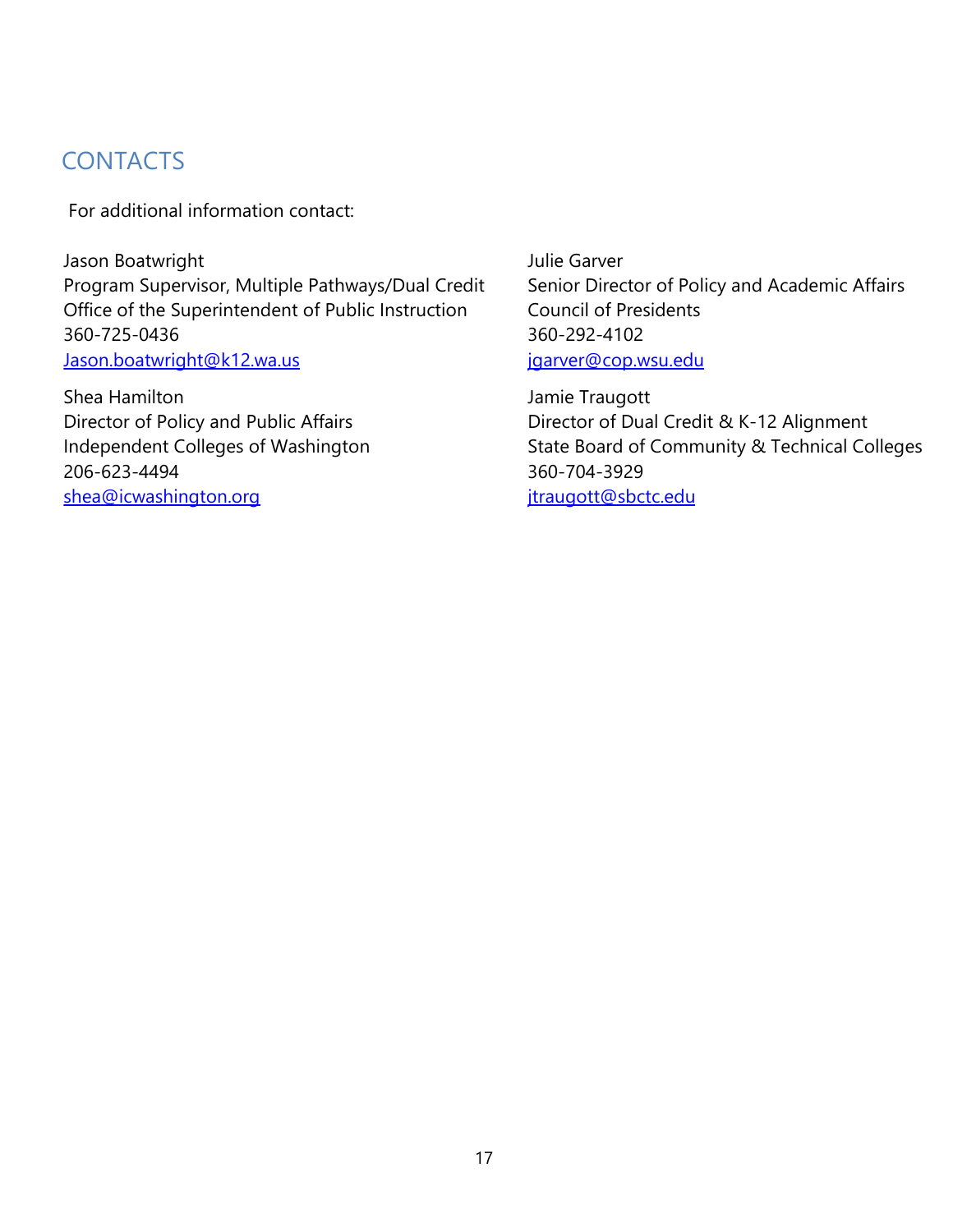## CONTACTS

For additional information contact:

Jason Boatwright
Program Supervisor, Multiple Pathways/Dual Credit
Office of the Superintendent of Public Instruction
360-725-0436
[Jason.boatwright@k12.wa.us](mailto:Jason.boatwright@k12.wa.us)

Shea Hamilton
Director of Policy and Public Affairs
Independent Colleges of Washington
206-623-4494
[shea@icwashington.org](mailto:shea@icwashington.org)

Julie Garver
Senior Director of Policy and Academic Affairs
Council of Presidents
360-292-4102
[jgarver@cop.wsu.edu](mailto:jgarver@cop.wsu.edu)

Jamie Traugott
Director of Dual Credit & K-12 Alignment
State Board of Community & Technical Colleges
360-704-3929
[jtraugott@sbctc.edu](mailto:jtraugott@sbctc.edu)